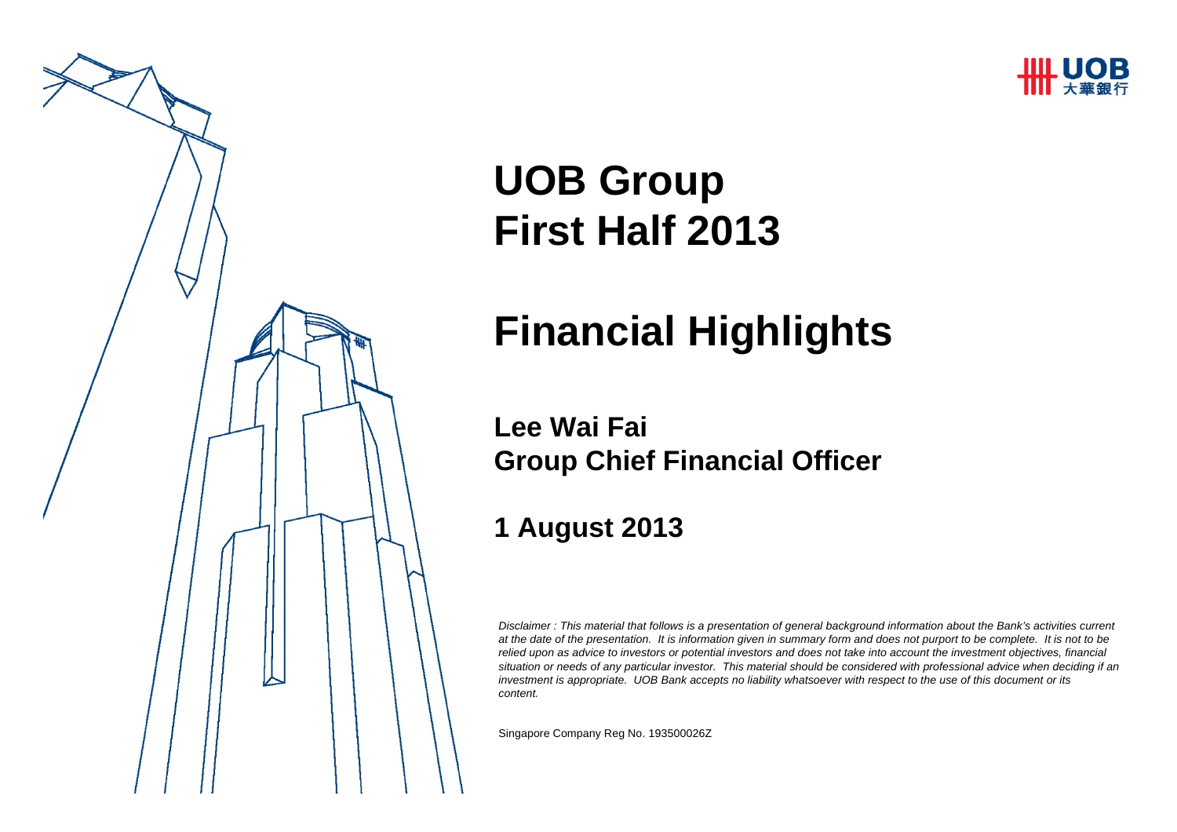UOB 大華銀行

# UOB Group
# First Half 2013

# Financial Highlights

**Lee Wai Fai**
**Group Chief Financial Officer**

**1 August 2013**

*Disclaimer : This material that follows is a presentation of general background information about the Bank's activities current at the date of the presentation. It is information given in summary form and does not purport to be complete. It is not to be relied upon as advice to investors or potential investors and does not take into account the investment objectives, financial situation or needs of any particular investor. This material should be considered with professional advice when deciding if an investment is appropriate. UOB Bank accepts no liability whatsoever with respect to the use of this document or its content.*

Singapore Company Reg No. 193500026Z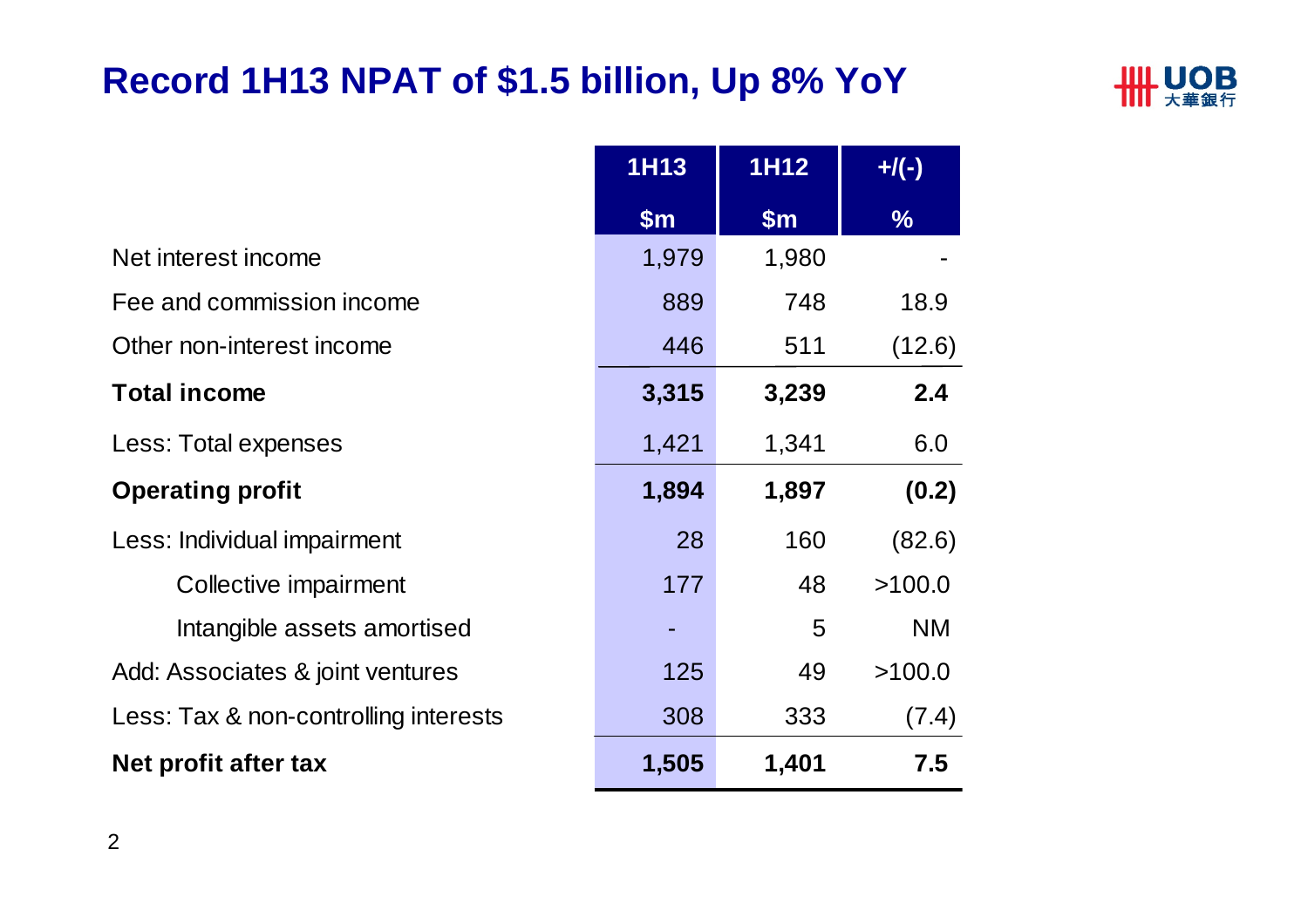# Record 1H13 NPAT of $1.5 billion, Up 8% YoY

| | 1H13 | 1H12 | +/(-) |
|---|---|---|---|
| | $m | $m | % |
| Net interest income | 1,979 | 1,980 | - |
| Fee and commission income | 889 | 748 | 18.9 |
| Other non-interest income | 446 | 511 | (12.6) |
| **Total income** | **3,315** | **3,239** | **2.4** |
| Less: Total expenses | 1,421 | 1,341 | 6.0 |
| **Operating profit** | **1,894** | **1,897** | **(0.2)** |
| Less: Individual impairment | 28 | 160 | (82.6) |
| Collective impairment | 177 | 48 | >100.0 |
| Intangible assets amortised | - | 5 | NM |
| Add: Associates & joint ventures | 125 | 49 | >100.0 |
| Less: Tax & non-controlling interests | 308 | 333 | (7.4) |
| **Net profit after tax** | **1,505** | **1,401** | **7.5** |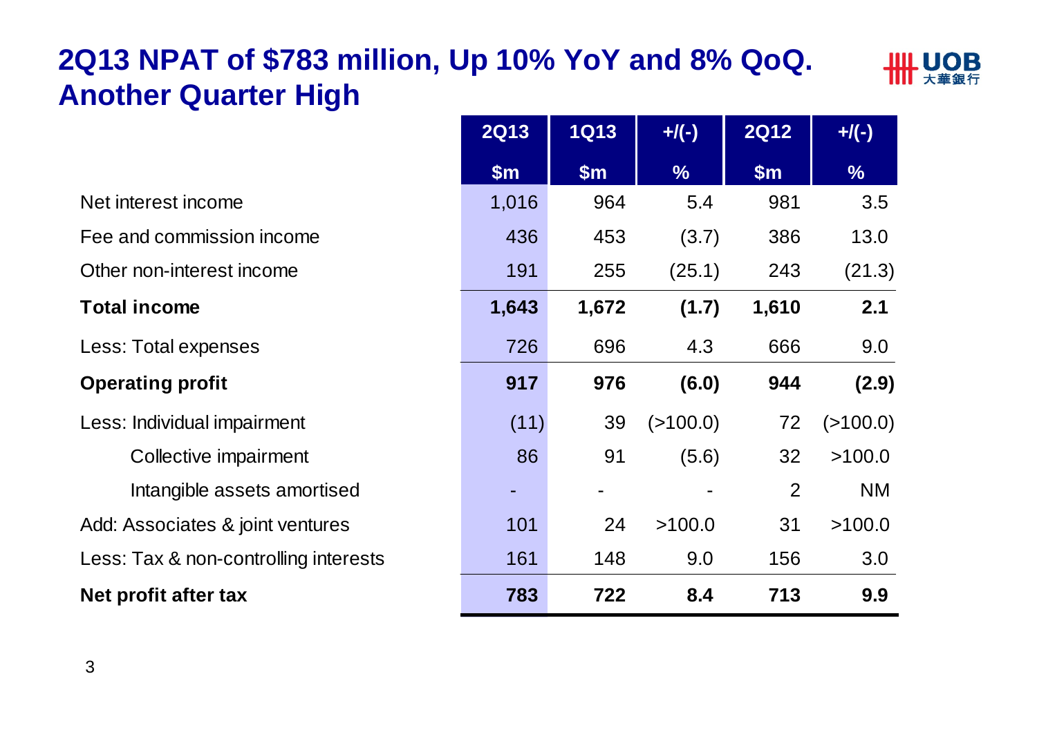# 2Q13 NPAT of $783 million, Up 10% YoY and 8% QoQ. Another Quarter High

| | 2Q13 | 1Q13 | +/(-) | 2Q12 | +/(-) |
|---|---|---|---|---|---|
| | $m | $m | % | $m | % |
| Net interest income | 1,016 | 964 | 5.4 | 981 | 3.5 |
| Fee and commission income | 436 | 453 | (3.7) | 386 | 13.0 |
| Other non-interest income | 191 | 255 | (25.1) | 243 | (21.3) |
| **Total income** | **1,643** | **1,672** | **(1.7)** | **1,610** | **2.1** |
| Less: Total expenses | 726 | 696 | 4.3 | 666 | 9.0 |
| **Operating profit** | **917** | **976** | **(6.0)** | **944** | **(2.9)** |
| Less: Individual impairment | (11) | 39 | (>100.0) | 72 | (>100.0) |
| Collective impairment | 86 | 91 | (5.6) | 32 | >100.0 |
| Intangible assets amortised | - | - | - | 2 | NM |
| Add: Associates & joint ventures | 101 | 24 | >100.0 | 31 | >100.0 |
| Less: Tax & non-controlling interests | 161 | 148 | 9.0 | 156 | 3.0 |
| **Net profit after tax** | **783** | **722** | **8.4** | **713** | **9.9** |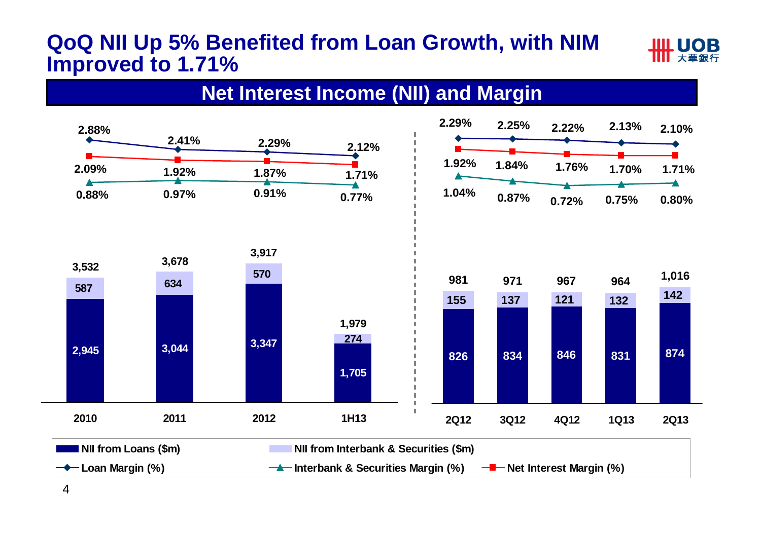# QoQ NII Up 5% Benefited from Loan Growth, with NIM Improved to 1.71%

## Net Interest Income (NII) and Margin

| | 2010 | 2011 | 2012 | 1H13 |
|---|---|---|---|---|
| Loan Margin (%) | 2.88% | 2.41% | 2.29% | 2.12% |
| Net Interest Margin (%) | 2.09% | 1.92% | 1.87% | 1.71% |
| Interbank & Securities Margin (%) | 0.88% | 0.97% | 0.91% | 0.77% |
| NII from Loans ($m) | 2,945 | 3,044 | 3,347 | 1,705 |
| NII from Interbank & Securities ($m) | 587 | 634 | 570 | 274 |
| Total NII ($m) | 3,532 | 3,678 | 3,917 | 1,979 |

| | 2Q12 | 3Q12 | 4Q12 | 1Q13 | 2Q13 |
|---|---|---|---|---|---|
| Loan Margin (%) | 2.29% | 2.25% | 2.22% | 2.13% | 2.10% |
| Net Interest Margin (%) | 1.92% | 1.84% | 1.76% | 1.70% | 1.71% |
| Interbank & Securities Margin (%) | 1.04% | 0.87% | 0.72% | 0.75% | 0.80% |
| NII from Loans ($m) | 826 | 834 | 846 | 831 | 874 |
| NII from Interbank & Securities ($m) | 155 | 137 | 121 | 132 | 142 |
| Total NII ($m) | 981 | 971 | 967 | 964 | 1,016 |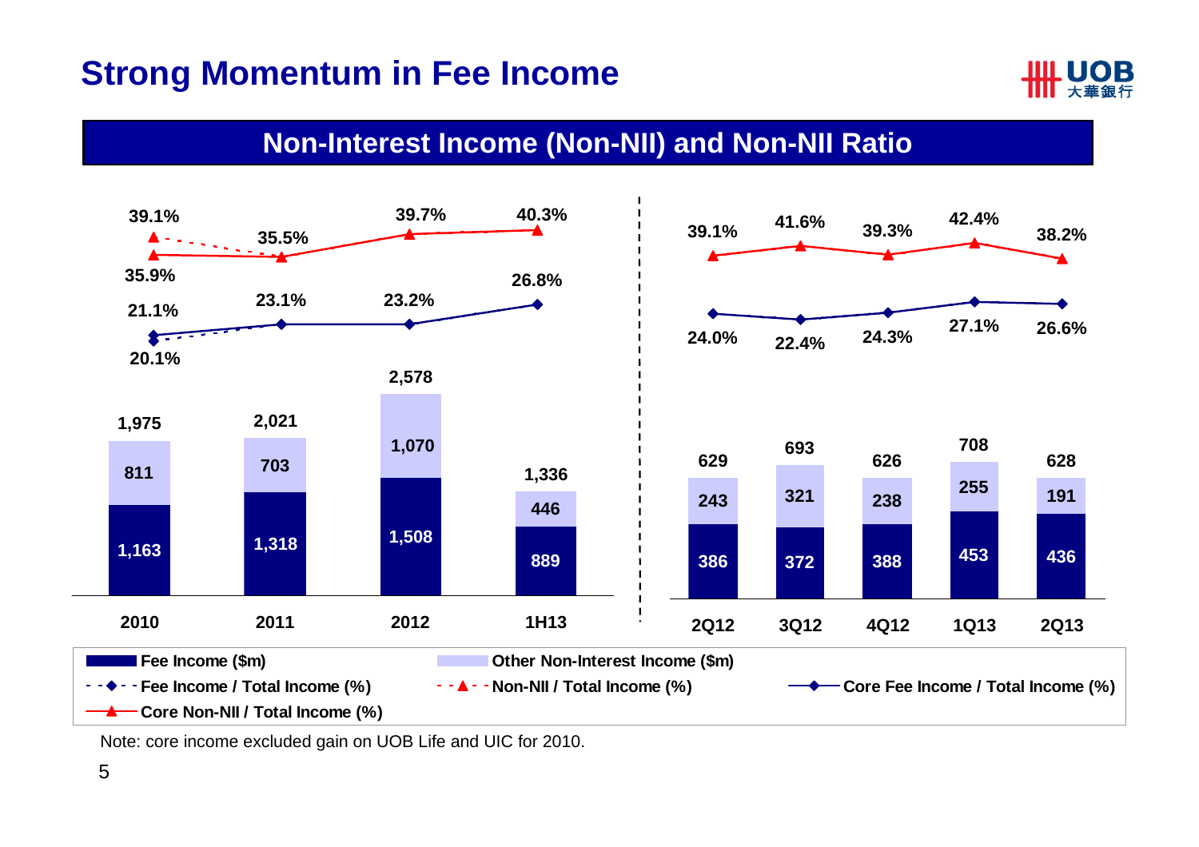# Strong Momentum in Fee Income

## Non-Interest Income (Non-NII) and Non-NII Ratio

| | 2010 | 2011 | 2012 | 1H13 |
|---|---|---|---|---|
| Fee Income ($m) | 1,163 | 1,318 | 1,508 | 889 |
| Other Non-Interest Income ($m) | 811 | 703 | 1,070 | 446 |
| Total ($m) | 1,975 | 2,021 | 2,578 | 1,336 |
| Fee Income / Total Income (%) | 20.1% | | | |
| Non-NII / Total Income (%) | 39.1% | | | |
| Core Fee Income / Total Income (%) | 21.1% | 23.1% | 23.2% | 26.8% |
| Core Non-NII / Total Income (%) | 35.9% | 35.5% | 39.7% | 40.3% |

| | 2Q12 | 3Q12 | 4Q12 | 1Q13 | 2Q13 |
|---|---|---|---|---|---|
| Fee Income ($m) | 386 | 372 | 388 | 453 | 436 |
| Other Non-Interest Income ($m) | 243 | 321 | 238 | 255 | 191 |
| Total ($m) | 629 | 693 | 626 | 708 | 628 |
| Core Fee Income / Total Income (%) | 24.0% | 22.4% | 24.3% | 27.1% | 26.6% |
| Core Non-NII / Total Income (%) | 39.1% | 41.6% | 39.3% | 42.4% | 38.2% |

Note: core income excluded gain on UOB Life and UIC for 2010.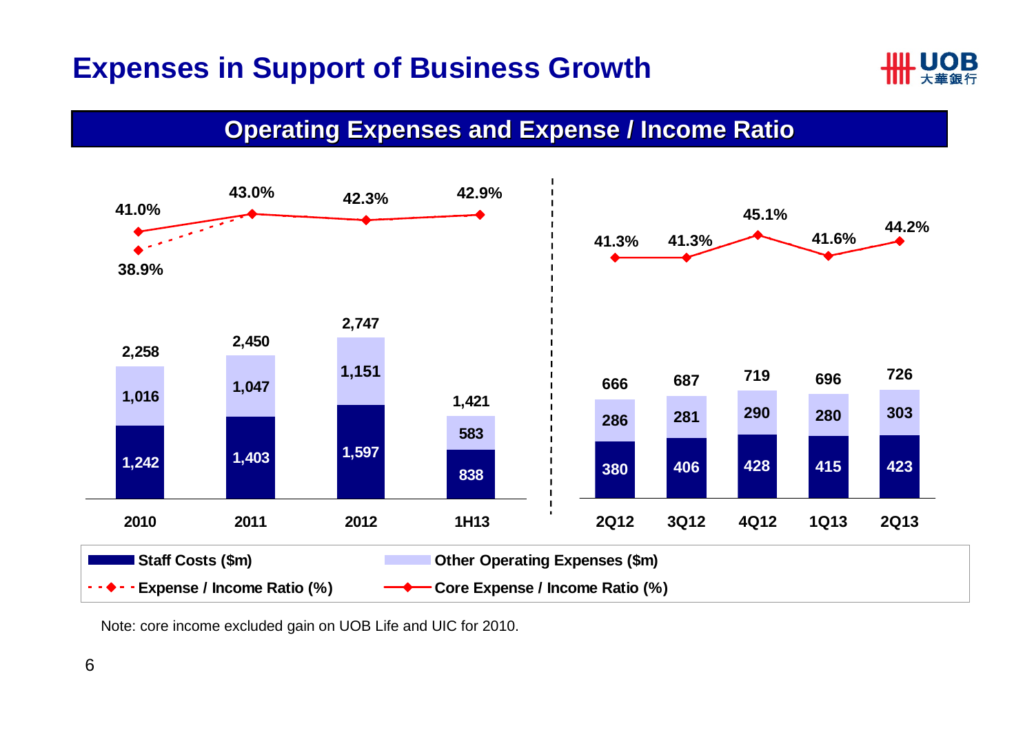# Expenses in Support of Business Growth

## Operating Expenses and Expense / Income Ratio

| Period | Staff Costs ($m) | Other Operating Expenses ($m) | Total ($m) | Expense / Income Ratio (%) | Core Expense / Income Ratio (%) |
|---|---|---|---|---|---|
| 2010 | 1,242 | 1,016 | 2,258 | 38.9% | 41.0% |
| 2011 | 1,403 | 1,047 | 2,450 | | 43.0% |
| 2012 | 1,597 | 1,151 | 2,747 | | 42.3% |
| 1H13 | 838 | 583 | 1,421 | | 42.9% |
| 2Q12 | 380 | 286 | 666 | | 41.3% |
| 3Q12 | 406 | 281 | 687 | | 41.3% |
| 4Q12 | 428 | 290 | 719 | | 45.1% |
| 1Q13 | 415 | 280 | 696 | | 41.6% |
| 2Q13 | 423 | 303 | 726 | | 44.2% |

Note: core income excluded gain on UOB Life and UIC for 2010.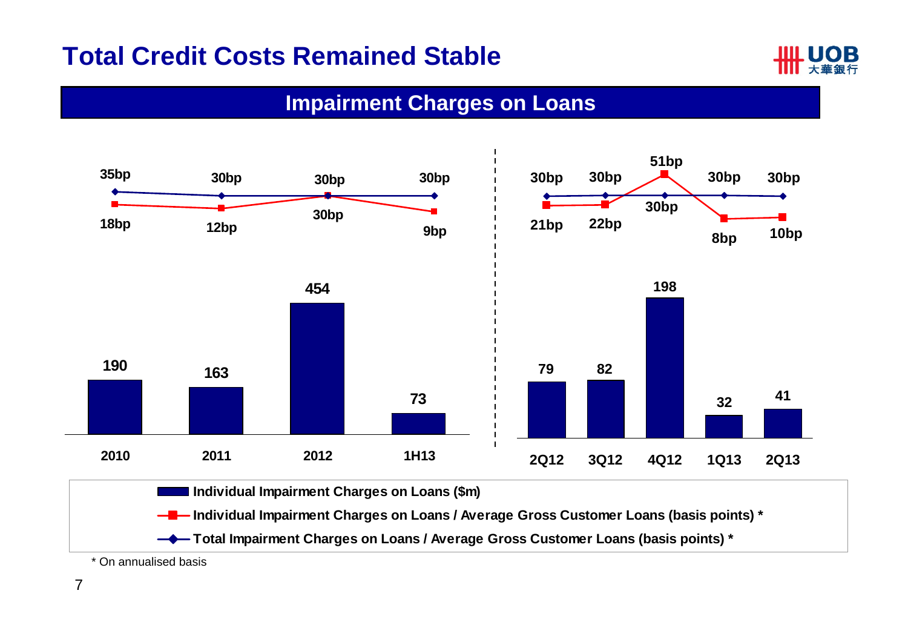# Total Credit Costs Remained Stable

## Impairment Charges on Loans

| Period | Individual Impairment Charges on Loans ($m) | Individual Impairment Charges on Loans / Average Gross Customer Loans (basis points) * | Total Impairment Charges on Loans / Average Gross Customer Loans (basis points) * |
|---|---|---|---|
| 2010 | 190 | 18bp | 35bp |
| 2011 | 163 | 12bp | 30bp |
| 2012 | 454 | 30bp | 30bp |
| 1H13 | 73 | 9bp | 30bp |
| 2Q12 | 79 | 21bp | 30bp |
| 3Q12 | 82 | 22bp | 30bp |
| 4Q12 | 198 | 51bp | 30bp |
| 1Q13 | 32 | 8bp | 30bp |
| 2Q13 | 41 | 10bp | 30bp |

\* On annualised basis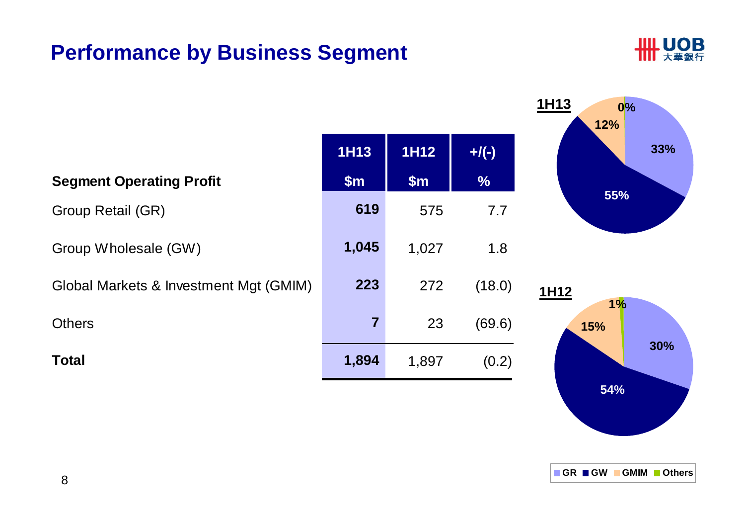# Performance by Business Segment

| Segment Operating Profit | 1H13 $m | 1H12 $m | +/(-) % |
|---|---|---|---|
| Group Retail (GR) | **619** | 575 | 7.7 |
| Group Wholesale (GW) | **1,045** | 1,027 | 1.8 |
| Global Markets & Investment Mgt (GMIM) | **223** | 272 | (18.0) |
| Others | **7** | 23 | (69.6) |
| **Total** | **1,894** | 1,897 | (0.2) |

**1H13**

| GR | GW | GMIM | Others |
|---|---|---|---|
| 33% | 55% | 12% | 0% |

**1H12**

| GR | GW | GMIM | Others |
|---|---|---|---|
| 30% | 54% | 15% | 1% |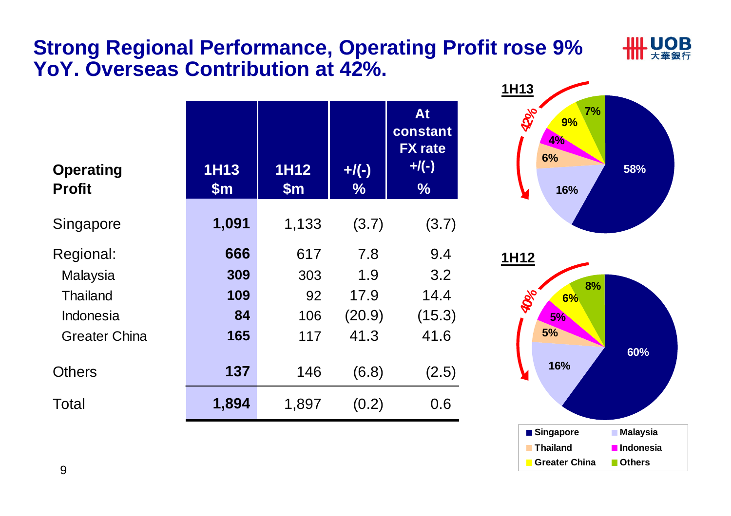# Strong Regional Performance, Operating Profit rose 9% YoY. Overseas Contribution at 42%.

| Operating Profit | 1H13 $m | 1H12 $m | +/(-) % | At constant FX rate +/(-) % |
|---|---|---|---|---|
| Singapore | **1,091** | 1,133 | (3.7) | (3.7) |
| Regional: | **666** | 617 | 7.8 | 9.4 |
| Malaysia | **309** | 303 | 1.9 | 3.2 |
| Thailand | **109** | 92 | 17.9 | 14.4 |
| Indonesia | **84** | 106 | (20.9) | (15.3) |
| Greater China | **165** | 117 | 41.3 | 41.6 |
| Others | **137** | 146 | (6.8) | (2.5) |
| Total | **1,894** | 1,897 | (0.2) | 0.6 |

**1H13**

| Region | Share |
|---|---|
| Singapore | 58% |
| Malaysia | 16% |
| Thailand | 6% |
| Indonesia | 4% |
| Greater China | 9% |
| Others | 7% |

Overseas: 42%

**1H12**

| Region | Share |
|---|---|
| Singapore | 60% |
| Malaysia | 16% |
| Thailand | 5% |
| Indonesia | 5% |
| Greater China | 6% |
| Others | 8% |

Overseas: 40%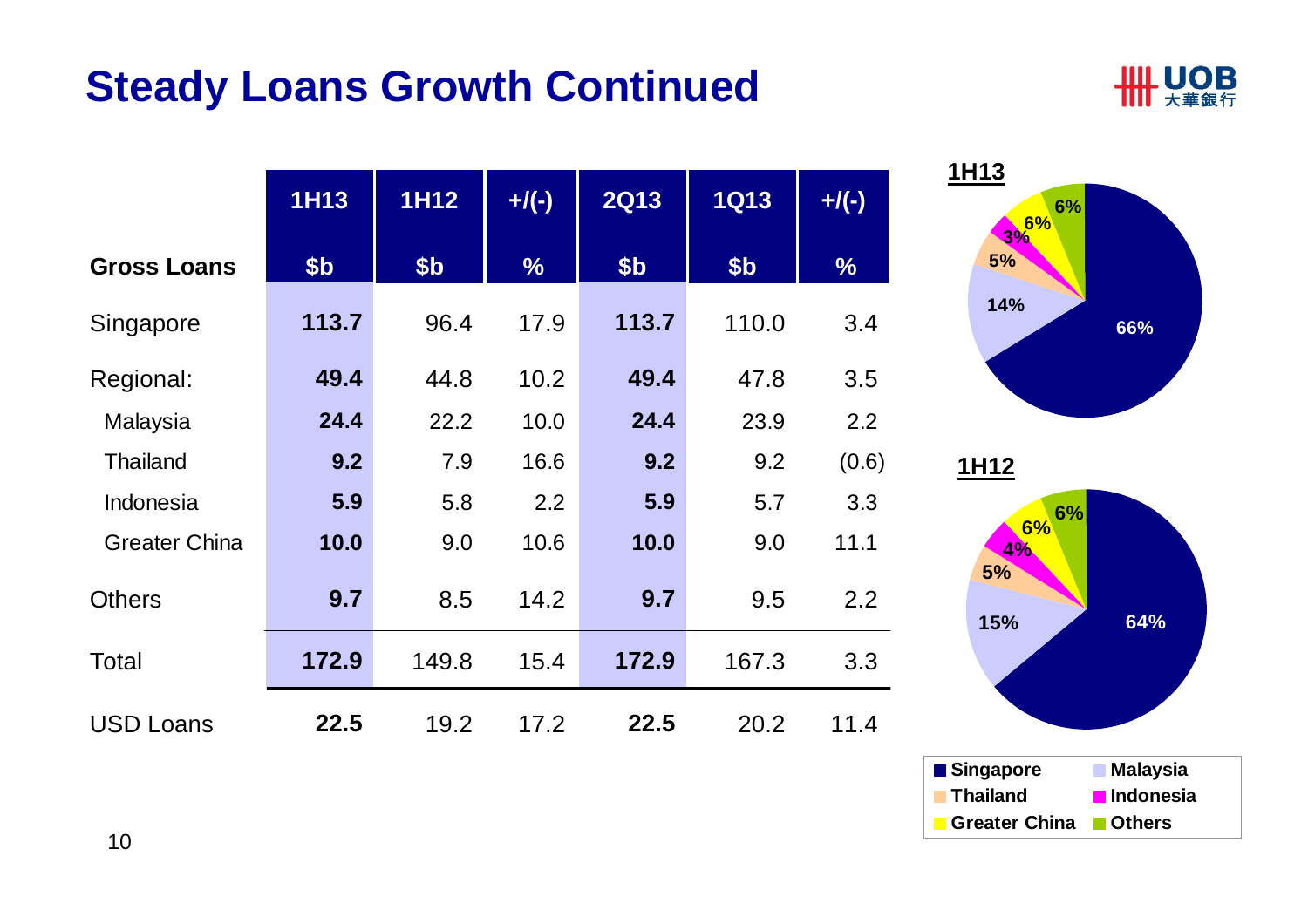# Steady Loans Growth Continued

| Gross Loans | 1H13 $b | 1H12 $b | +/(-) % | 2Q13 $b | 1Q13 $b | +/(-) % |
|---|---|---|---|---|---|---|
| Singapore | **113.7** | 96.4 | 17.9 | **113.7** | 110.0 | 3.4 |
| Regional: | **49.4** | 44.8 | 10.2 | **49.4** | 47.8 | 3.5 |
| Malaysia | **24.4** | 22.2 | 10.0 | **24.4** | 23.9 | 2.2 |
| Thailand | **9.2** | 7.9 | 16.6 | **9.2** | 9.2 | (0.6) |
| Indonesia | **5.9** | 5.8 | 2.2 | **5.9** | 5.7 | 3.3 |
| Greater China | **10.0** | 9.0 | 10.6 | **10.0** | 9.0 | 11.1 |
| Others | **9.7** | 8.5 | 14.2 | **9.7** | 9.5 | 2.2 |
| Total | **172.9** | 149.8 | 15.4 | **172.9** | 167.3 | 3.3 |
| USD Loans | **22.5** | 19.2 | 17.2 | **22.5** | 20.2 | 11.4 |

**1H13**

| Singapore | Malaysia | Thailand | Indonesia | Greater China | Others |
|---|---|---|---|---|---|
| 66% | 14% | 5% | 3% | 6% | 6% |

**1H12**

| Singapore | Malaysia | Thailand | Indonesia | Greater China | Others |
|---|---|---|---|---|---|
| 64% | 15% | 5% | 4% | 6% | 6% |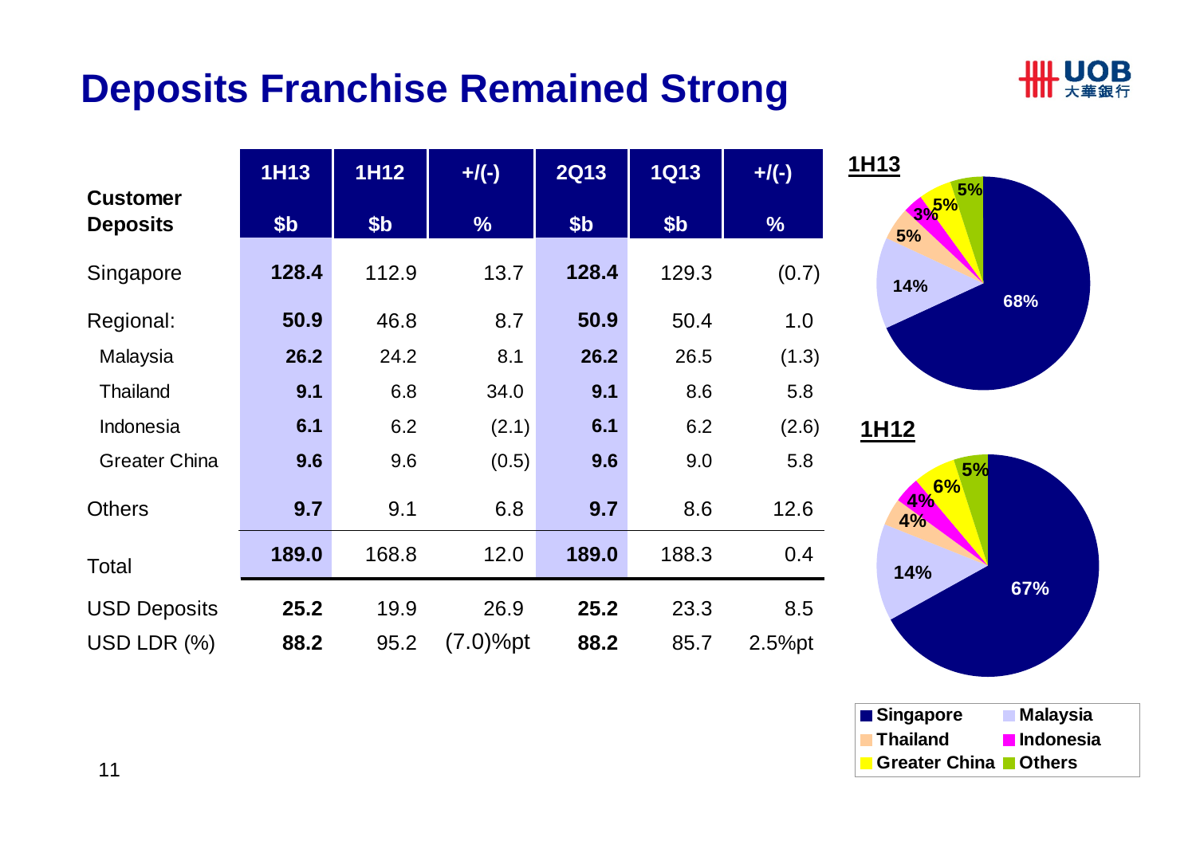# Deposits Franchise Remained Strong

| Customer Deposits | 1H13 $b | 1H12 $b | +/(-) % | 2Q13 $b | 1Q13 $b | +/(-) % |
|---|---|---|---|---|---|---|
| Singapore | **128.4** | 112.9 | 13.7 | **128.4** | 129.3 | (0.7) |
| Regional: | **50.9** | 46.8 | 8.7 | **50.9** | 50.4 | 1.0 |
| Malaysia | **26.2** | 24.2 | 8.1 | **26.2** | 26.5 | (1.3) |
| Thailand | **9.1** | 6.8 | 34.0 | **9.1** | 8.6 | 5.8 |
| Indonesia | **6.1** | 6.2 | (2.1) | **6.1** | 6.2 | (2.6) |
| Greater China | **9.6** | 9.6 | (0.5) | **9.6** | 9.0 | 5.8 |
| Others | **9.7** | 9.1 | 6.8 | **9.7** | 8.6 | 12.6 |
| Total | **189.0** | 168.8 | 12.0 | **189.0** | 188.3 | 0.4 |
| USD Deposits | **25.2** | 19.9 | 26.9 | **25.2** | 23.3 | 8.5 |
| USD LDR (%) | **88.2** | 95.2 | (7.0)%pt | **88.2** | 85.7 | 2.5%pt |

**1H13**

| Region | % |
|---|---|
| Singapore | 68% |
| Malaysia | 14% |
| Thailand | 5% |
| Indonesia | 3% |
| Greater China | 5% |
| Others | 5% |

**1H12**

| Region | % |
|---|---|
| Singapore | 67% |
| Malaysia | 14% |
| Thailand | 4% |
| Indonesia | 4% |
| Greater China | 6% |
| Others | 5% |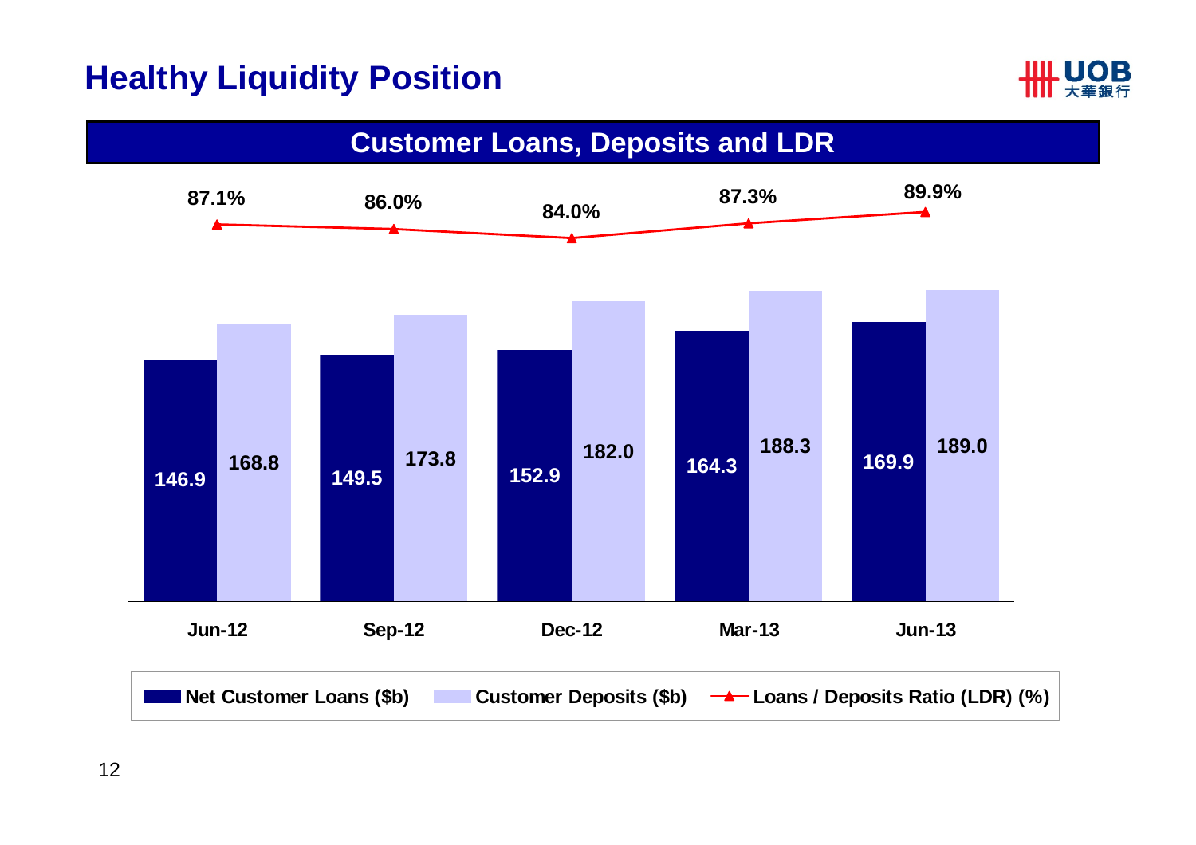# Healthy Liquidity Position

## Customer Loans, Deposits and LDR

| | Jun-12 | Sep-12 | Dec-12 | Mar-13 | Jun-13 |
|---|---|---|---|---|---|
| Net Customer Loans ($b) | 146.9 | 149.5 | 152.9 | 164.3 | 169.9 |
| Customer Deposits ($b) | 168.8 | 173.8 | 182.0 | 188.3 | 189.0 |
| Loans / Deposits Ratio (LDR) (%) | 87.1% | 86.0% | 84.0% | 87.3% | 89.9% |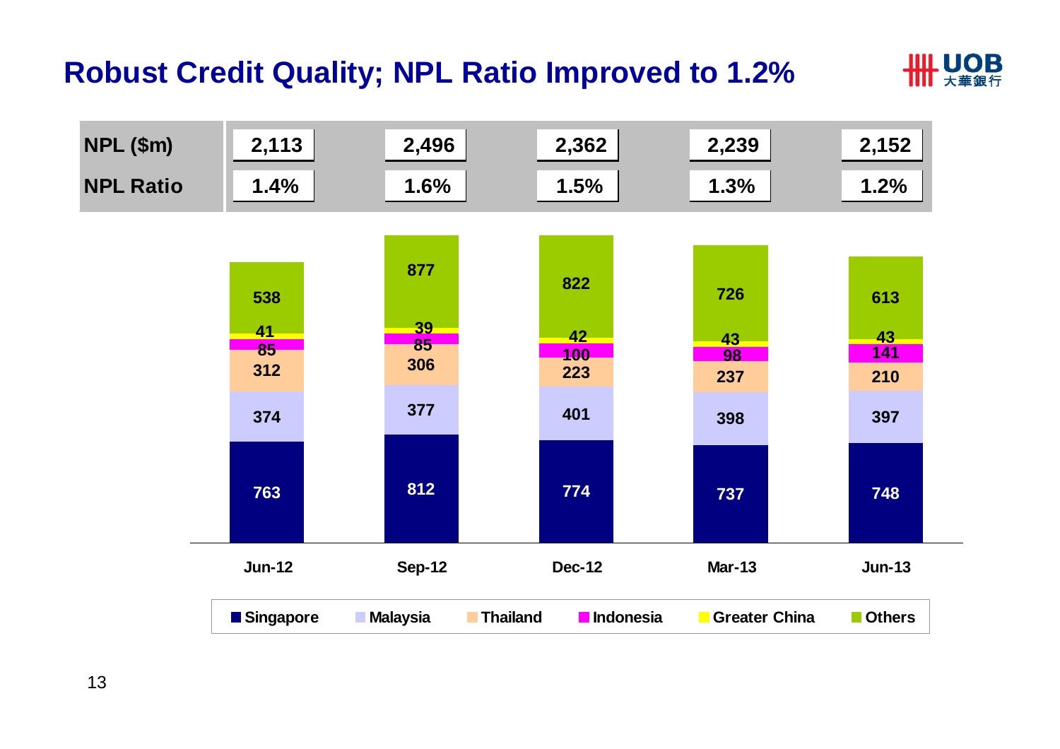# Robust Credit Quality; NPL Ratio Improved to 1.2%

| | Jun-12 | Sep-12 | Dec-12 | Mar-13 | Jun-13 |
|---|---|---|---|---|---|
| **NPL ($m)** | 2,113 | 2,496 | 2,362 | 2,239 | 2,152 |
| **NPL Ratio** | 1.4% | 1.6% | 1.5% | 1.3% | 1.2% |

| | Jun-12 | Sep-12 | Dec-12 | Mar-13 | Jun-13 |
|---|---|---|---|---|---|
| Singapore | 763 | 812 | 774 | 737 | 748 |
| Malaysia | 374 | 377 | 401 | 398 | 397 |
| Thailand | 312 | 306 | 223 | 237 | 210 |
| Indonesia | 85 | 85 | 100 | 98 | 141 |
| Greater China | 41 | 39 | 42 | 43 | 43 |
| Others | 538 | 877 | 822 | 726 | 613 |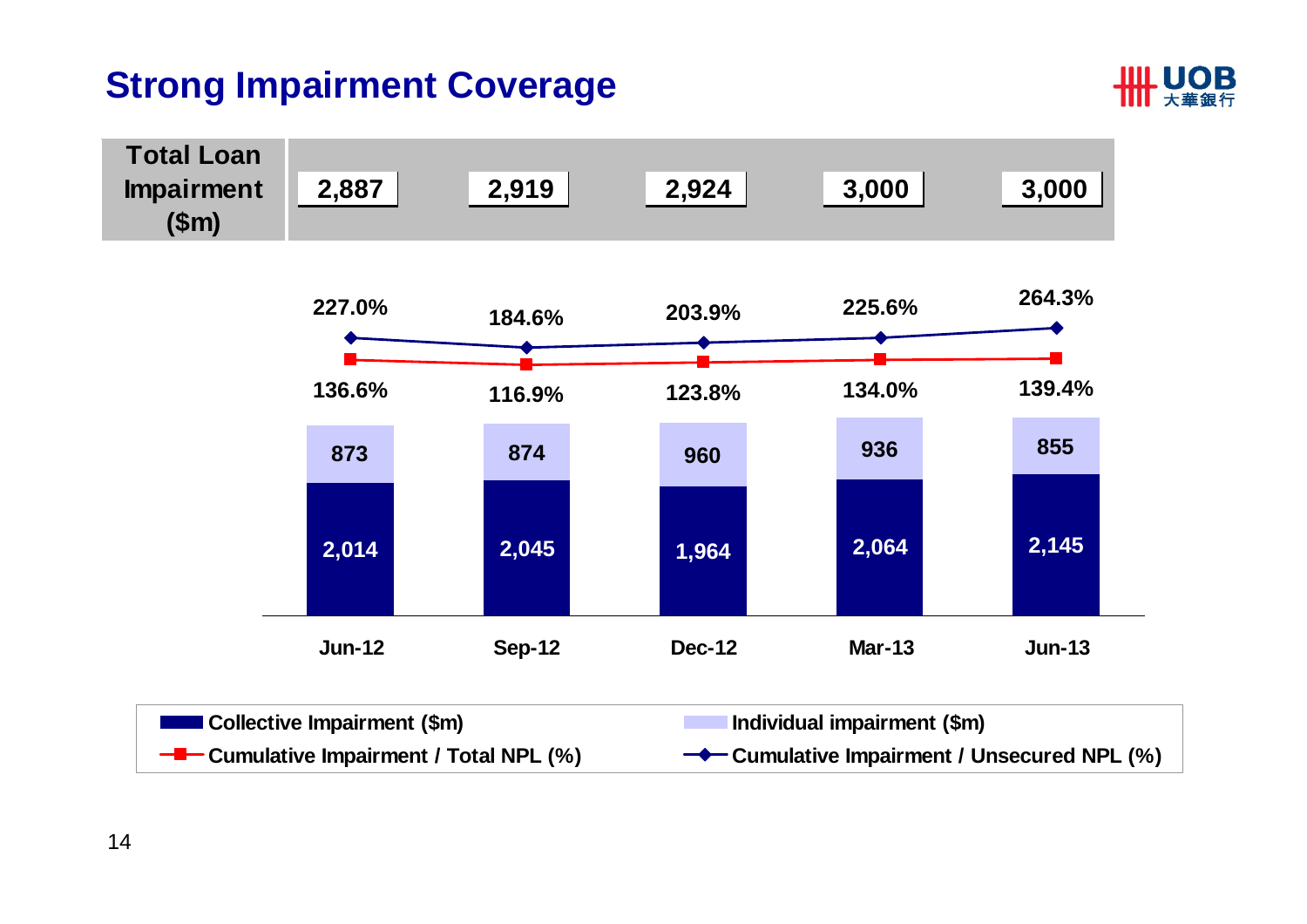# Strong Impairment Coverage

| | Jun-12 | Sep-12 | Dec-12 | Mar-13 | Jun-13 |
|---|---|---|---|---|---|
| Total Loan Impairment ($m) | 2,887 | 2,919 | 2,924 | 3,000 | 3,000 |
| Collective Impairment ($m) | 2,014 | 2,045 | 1,964 | 2,064 | 2,145 |
| Individual impairment ($m) | 873 | 874 | 960 | 936 | 855 |
| Cumulative Impairment / Total NPL (%) | 136.6% | 116.9% | 123.8% | 134.0% | 139.4% |
| Cumulative Impairment / Unsecured NPL (%) | 227.0% | 184.6% | 203.9% | 225.6% | 264.3% |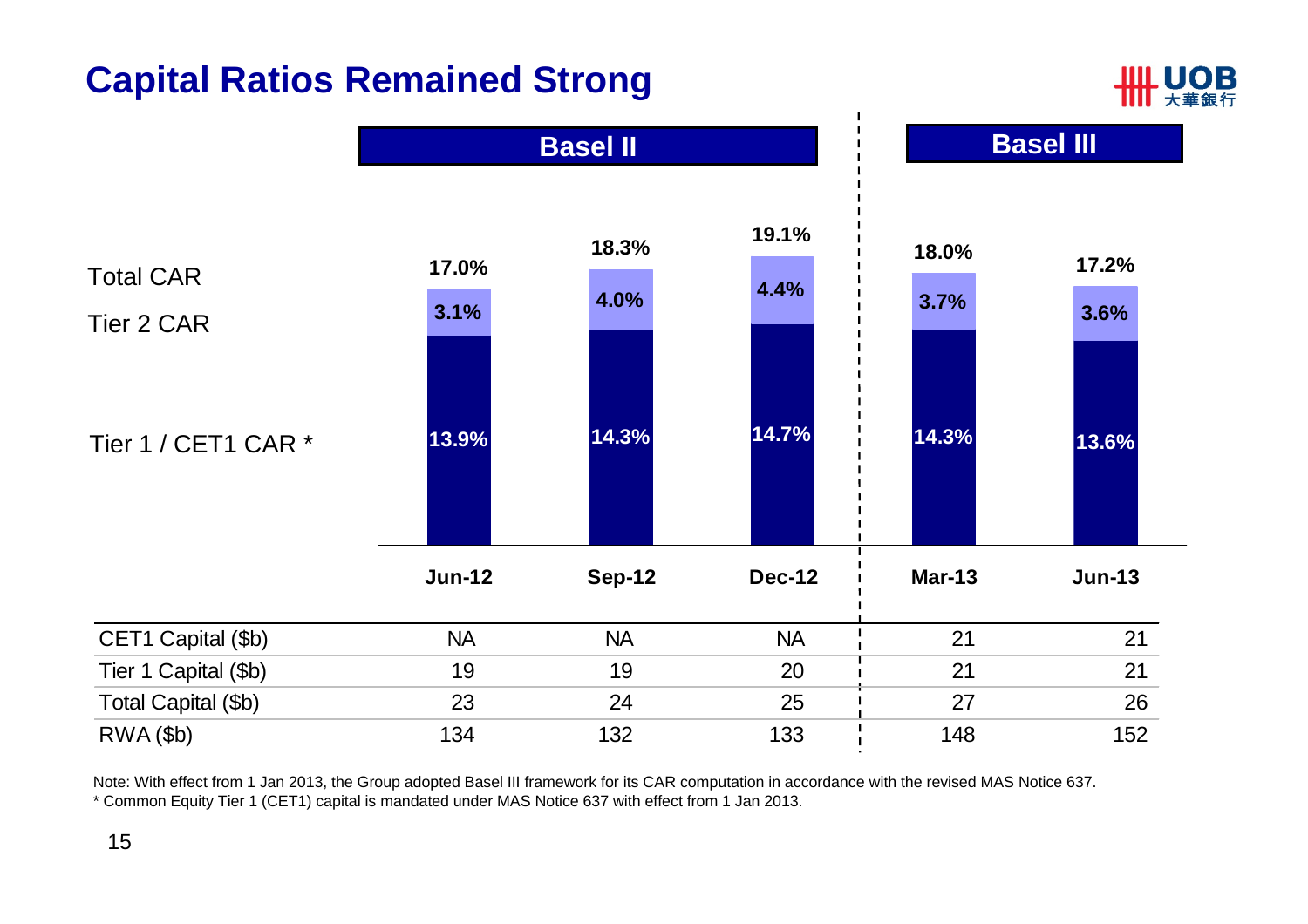# Capital Ratios Remained Strong

| | Basel II | | | Basel III | |
|---|---|---|---|---|---|
| | Jun-12 | Sep-12 | Dec-12 | Mar-13 | Jun-13 |
| Total CAR | 17.0% | 18.3% | 19.1% | 18.0% | 17.2% |
| Tier 2 CAR | 3.1% | 4.0% | 4.4% | 3.7% | 3.6% |
| Tier 1 / CET1 CAR * | 13.9% | 14.3% | 14.7% | 14.3% | 13.6% |

| | Jun-12 | Sep-12 | Dec-12 | Mar-13 | Jun-13 |
|---|---|---|---|---|---|
| CET1 Capital ($b) | NA | NA | NA | 21 | 21 |
| Tier 1 Capital ($b) | 19 | 19 | 20 | 21 | 21 |
| Total Capital ($b) | 23 | 24 | 25 | 27 | 26 |
| RWA ($b) | 134 | 132 | 133 | 148 | 152 |

Note: With effect from 1 Jan 2013, the Group adopted Basel III framework for its CAR computation in accordance with the revised MAS Notice 637.

* Common Equity Tier 1 (CET1) capital is mandated under MAS Notice 637 with effect from 1 Jan 2013.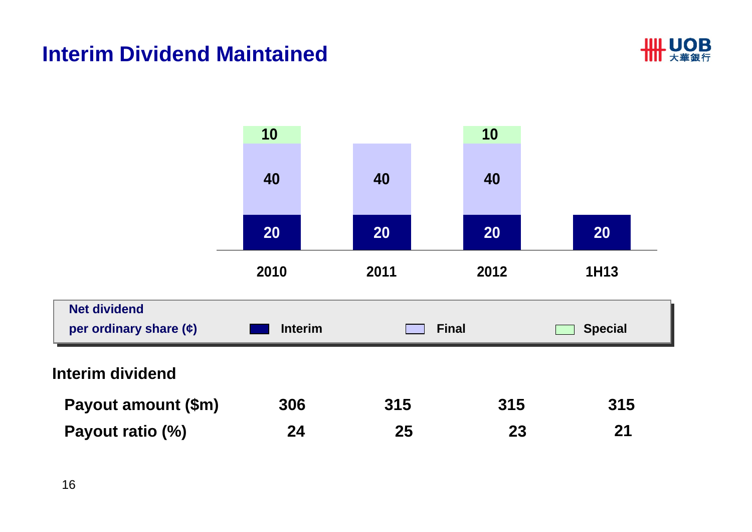# Interim Dividend Maintained

**Net dividend per ordinary share (¢)**

| | 2010 | 2011 | 2012 | 1H13 |
|---|---|---|---|---|
| Interim | 20 | 20 | 20 | 20 |
| Final | 40 | 40 | 40 | |
| Special | 10 | | 10 | |

**Interim dividend**

| | 2010 | 2011 | 2012 | 1H13 |
|---|---|---|---|---|
| **Payout amount ($m)** | 306 | 315 | 315 | 315 |
| **Payout ratio (%)** | 24 | 25 | 23 | 21 |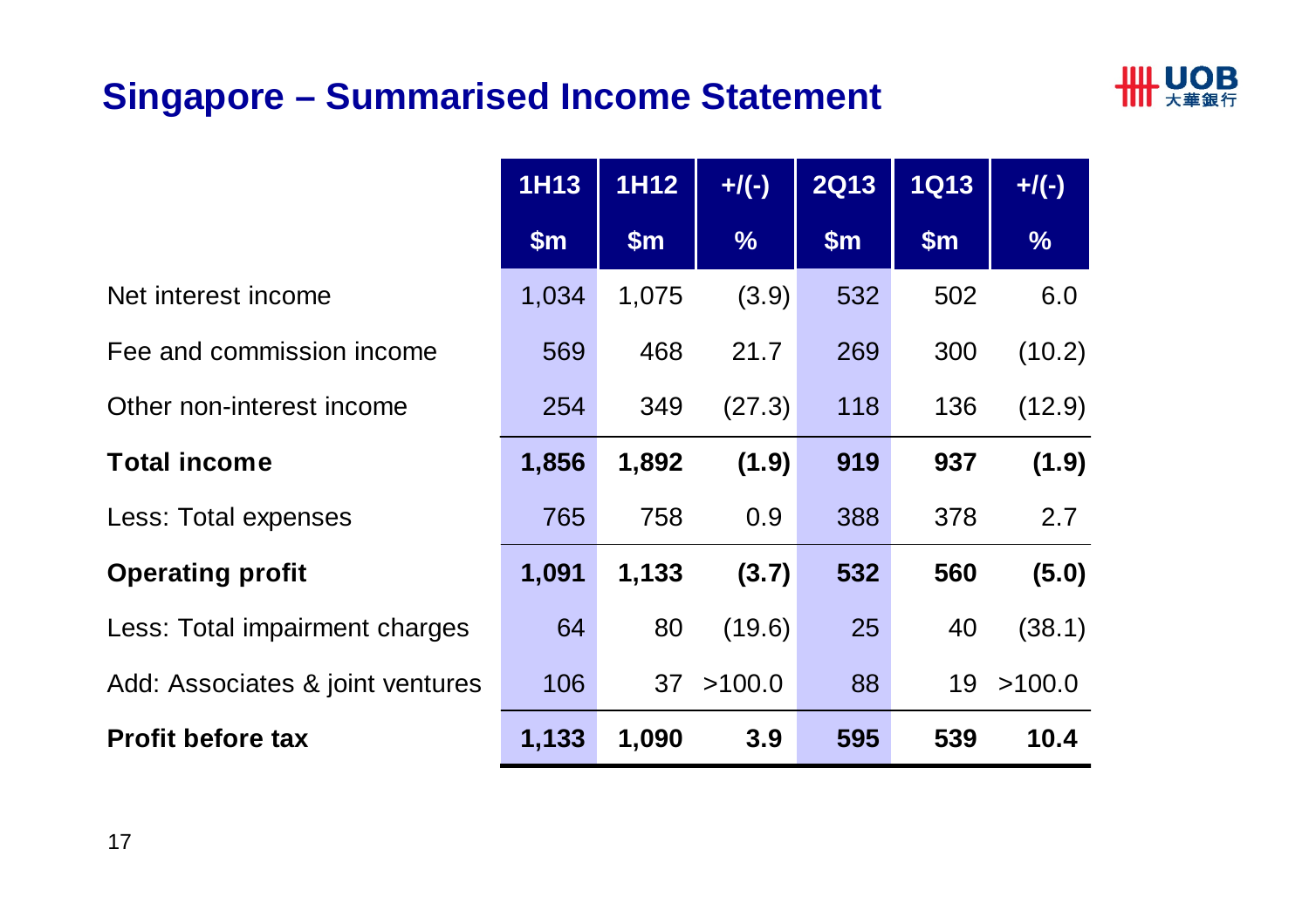# Singapore – Summarised Income Statement

| | 1H13 | 1H12 | +/(-) | 2Q13 | 1Q13 | +/(-) |
|---|---|---|---|---|---|---|
| | $m | $m | % | $m | $m | % |
| Net interest income | 1,034 | 1,075 | (3.9) | 532 | 502 | 6.0 |
| Fee and commission income | 569 | 468 | 21.7 | 269 | 300 | (10.2) |
| Other non-interest income | 254 | 349 | (27.3) | 118 | 136 | (12.9) |
| **Total income** | **1,856** | **1,892** | **(1.9)** | **919** | **937** | **(1.9)** |
| Less: Total expenses | 765 | 758 | 0.9 | 388 | 378 | 2.7 |
| **Operating profit** | **1,091** | **1,133** | **(3.7)** | **532** | **560** | **(5.0)** |
| Less: Total impairment charges | 64 | 80 | (19.6) | 25 | 40 | (38.1) |
| Add: Associates & joint ventures | 106 | 37 | >100.0 | 88 | 19 | >100.0 |
| **Profit before tax** | **1,133** | **1,090** | **3.9** | **595** | **539** | **10.4** |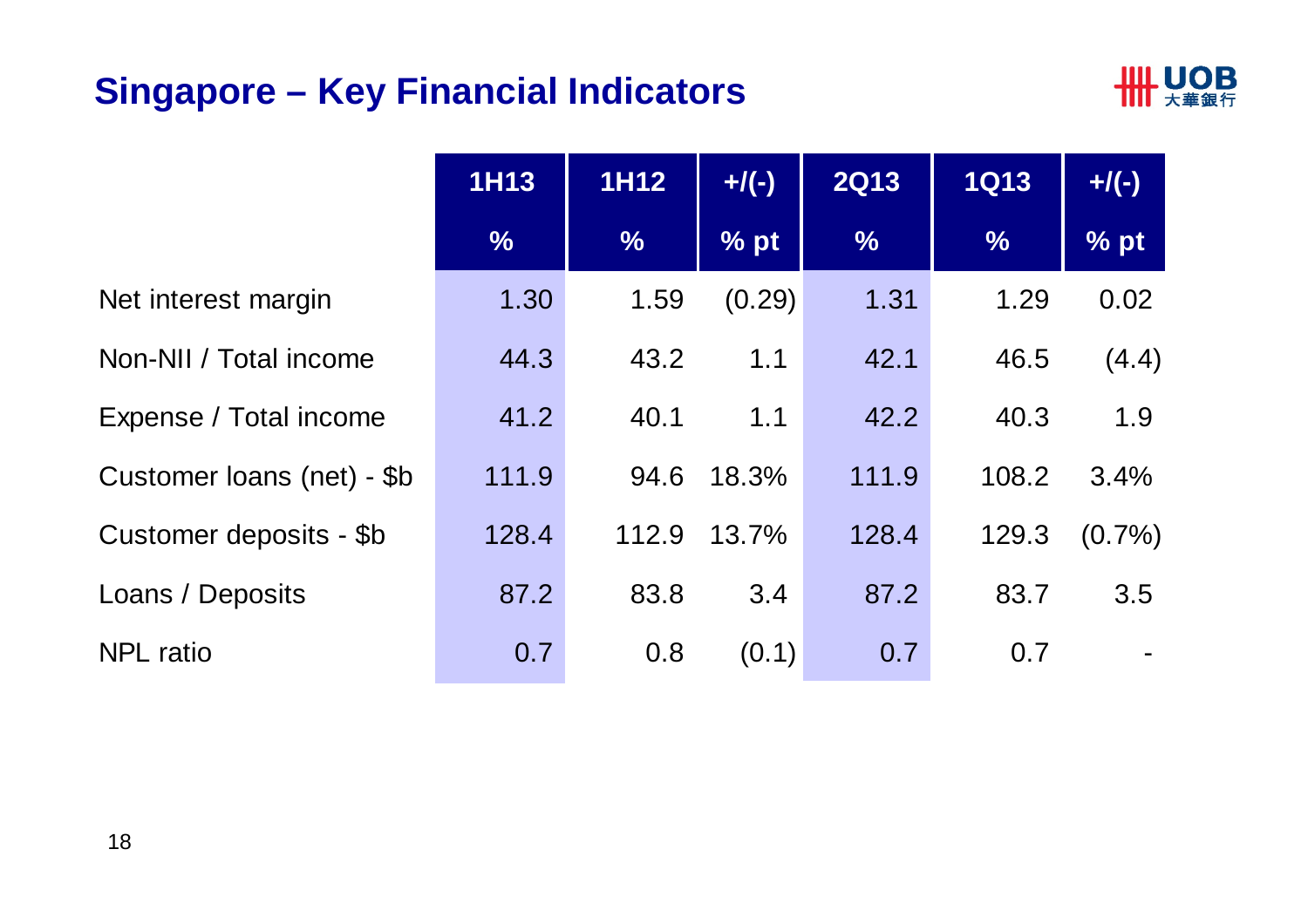## Singapore – Key Financial Indicators

| | 1H13 | 1H12 | +/(-) | 2Q13 | 1Q13 | +/(-) |
|---|---|---|---|---|---|---|
| | % | % | % pt | % | % | % pt |
| Net interest margin | 1.30 | 1.59 | (0.29) | 1.31 | 1.29 | 0.02 |
| Non-NII / Total income | 44.3 | 43.2 | 1.1 | 42.1 | 46.5 | (4.4) |
| Expense / Total income | 41.2 | 40.1 | 1.1 | 42.2 | 40.3 | 1.9 |
| Customer loans (net) - $b | 111.9 | 94.6 | 18.3% | 111.9 | 108.2 | 3.4% |
| Customer deposits - $b | 128.4 | 112.9 | 13.7% | 128.4 | 129.3 | (0.7%) |
| Loans / Deposits | 87.2 | 83.8 | 3.4 | 87.2 | 83.7 | 3.5 |
| NPL ratio | 0.7 | 0.8 | (0.1) | 0.7 | 0.7 | - |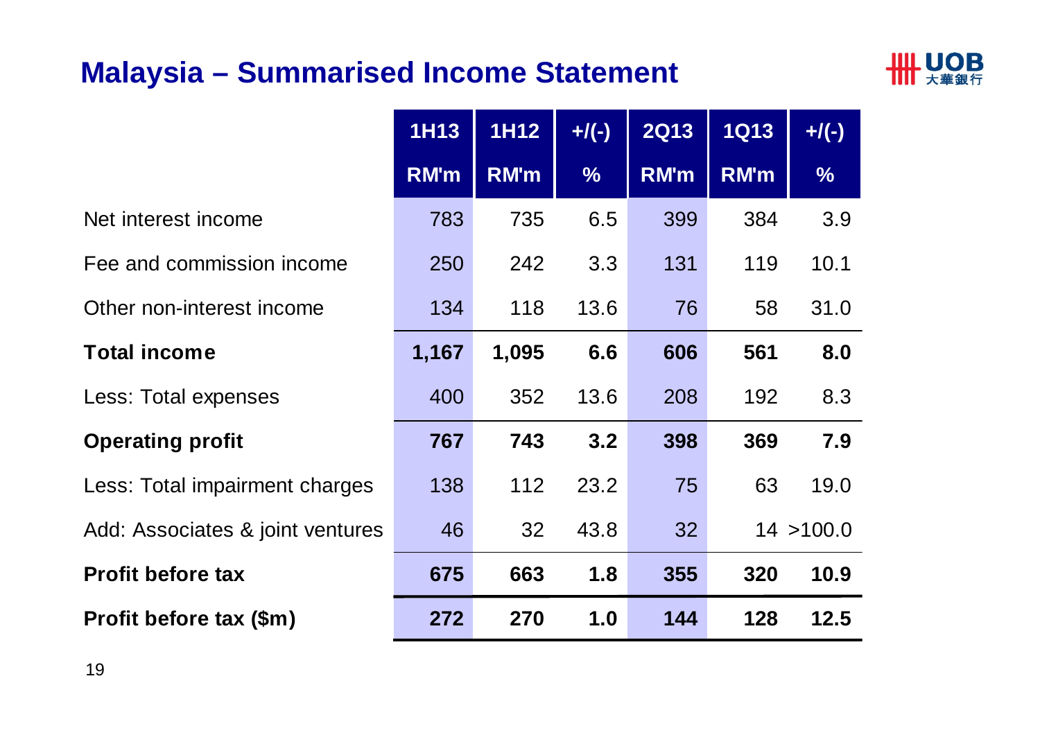# Malaysia – Summarised Income Statement

| | 1H13 RM'm | 1H12 RM'm | +/(-) % | 2Q13 RM'm | 1Q13 RM'm | +/(-) % |
|---|---|---|---|---|---|---|
| Net interest income | 783 | 735 | 6.5 | 399 | 384 | 3.9 |
| Fee and commission income | 250 | 242 | 3.3 | 131 | 119 | 10.1 |
| Other non-interest income | 134 | 118 | 13.6 | 76 | 58 | 31.0 |
| **Total income** | **1,167** | **1,095** | **6.6** | **606** | **561** | **8.0** |
| Less: Total expenses | 400 | 352 | 13.6 | 208 | 192 | 8.3 |
| **Operating profit** | **767** | **743** | **3.2** | **398** | **369** | **7.9** |
| Less: Total impairment charges | 138 | 112 | 23.2 | 75 | 63 | 19.0 |
| Add: Associates & joint ventures | 46 | 32 | 43.8 | 32 | 14 | >100.0 |
| **Profit before tax** | **675** | **663** | **1.8** | **355** | **320** | **10.9** |
| **Profit before tax ($m)** | **272** | **270** | **1.0** | **144** | **128** | **12.5** |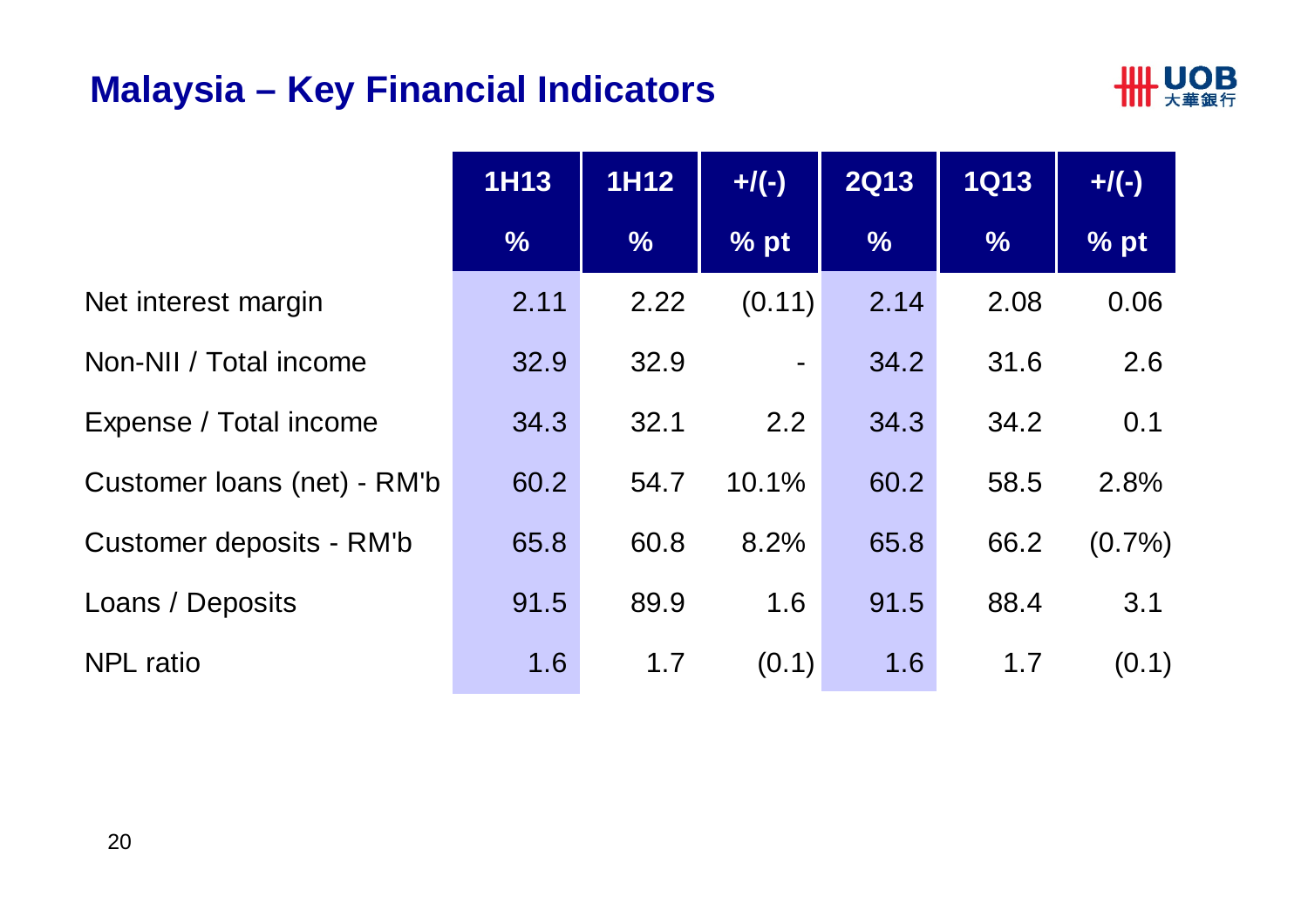## Malaysia – Key Financial Indicators

| | 1H13 | 1H12 | +/(-) | 2Q13 | 1Q13 | +/(-) |
|---|---|---|---|---|---|---|
| | % | % | % pt | % | % | % pt |
| Net interest margin | 2.11 | 2.22 | (0.11) | 2.14 | 2.08 | 0.06 |
| Non-NII / Total income | 32.9 | 32.9 | - | 34.2 | 31.6 | 2.6 |
| Expense / Total income | 34.3 | 32.1 | 2.2 | 34.3 | 34.2 | 0.1 |
| Customer loans (net) - RM'b | 60.2 | 54.7 | 10.1% | 60.2 | 58.5 | 2.8% |
| Customer deposits - RM'b | 65.8 | 60.8 | 8.2% | 65.8 | 66.2 | (0.7%) |
| Loans / Deposits | 91.5 | 89.9 | 1.6 | 91.5 | 88.4 | 3.1 |
| NPL ratio | 1.6 | 1.7 | (0.1) | 1.6 | 1.7 | (0.1) |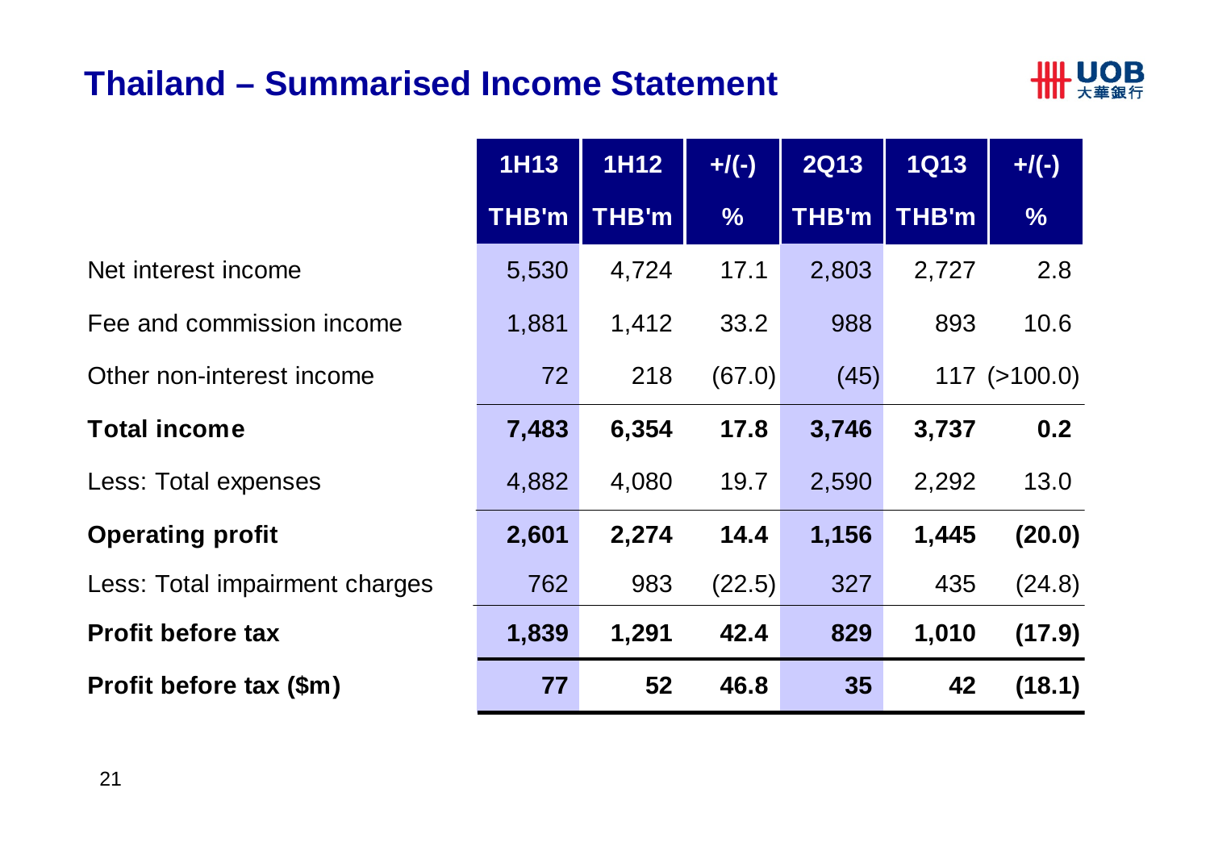# Thailand – Summarised Income Statement

| | 1H13 THB'm | 1H12 THB'm | +/(-) % | 2Q13 THB'm | 1Q13 THB'm | +/(-) % |
|---|---|---|---|---|---|---|
| Net interest income | 5,530 | 4,724 | 17.1 | 2,803 | 2,727 | 2.8 |
| Fee and commission income | 1,881 | 1,412 | 33.2 | 988 | 893 | 10.6 |
| Other non-interest income | 72 | 218 | (67.0) | (45) | 117 | (>100.0) |
| **Total income** | **7,483** | **6,354** | **17.8** | **3,746** | **3,737** | **0.2** |
| Less: Total expenses | 4,882 | 4,080 | 19.7 | 2,590 | 2,292 | 13.0 |
| **Operating profit** | **2,601** | **2,274** | **14.4** | **1,156** | **1,445** | **(20.0)** |
| Less: Total impairment charges | 762 | 983 | (22.5) | 327 | 435 | (24.8) |
| **Profit before tax** | **1,839** | **1,291** | **42.4** | **829** | **1,010** | **(17.9)** |
| **Profit before tax ($m)** | **77** | **52** | **46.8** | **35** | **42** | **(18.1)** |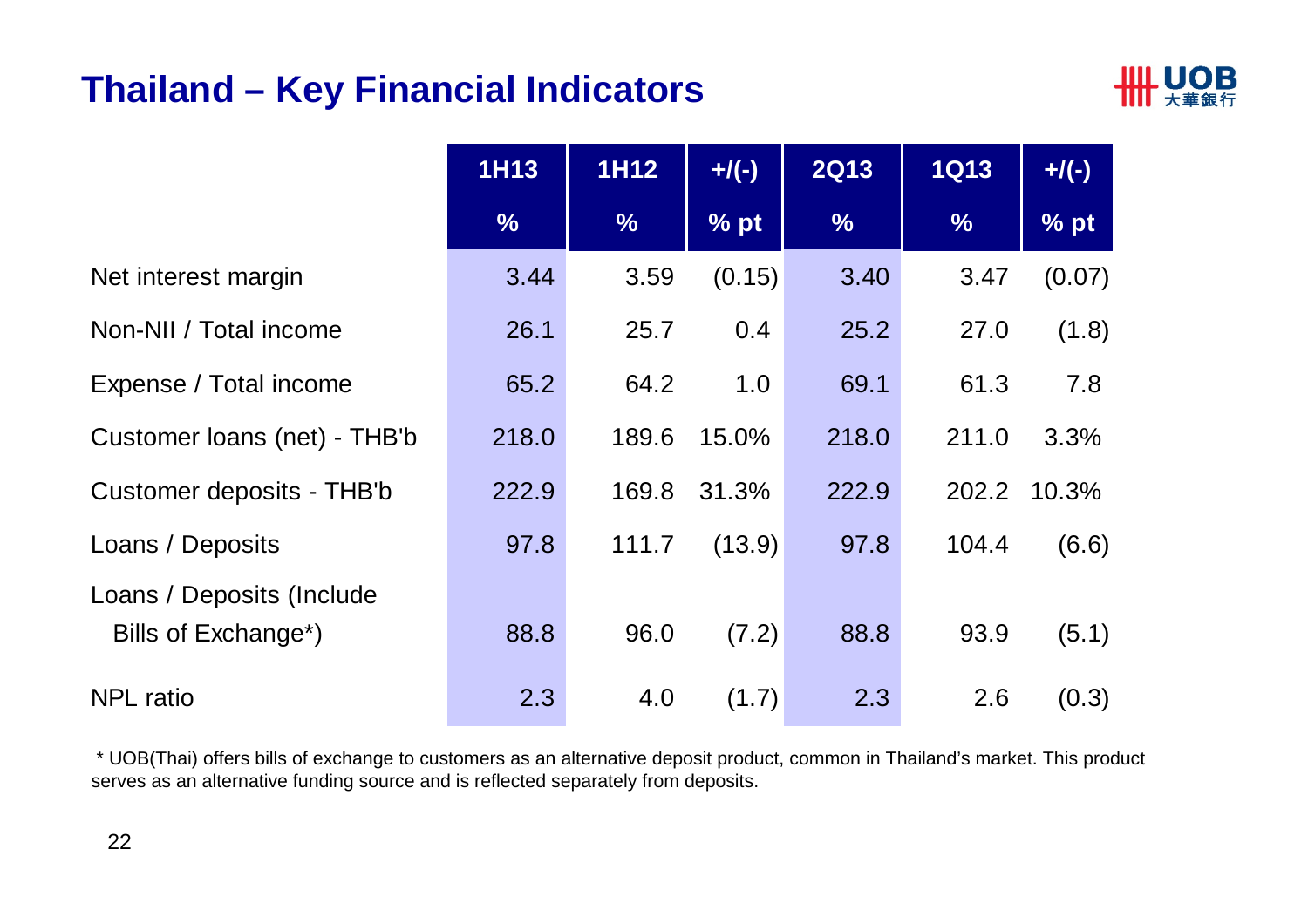# Thailand – Key Financial Indicators

| | 1H13 | 1H12 | +/(-) | 2Q13 | 1Q13 | +/(-) |
|---|---|---|---|---|---|---|
| | % | % | % pt | % | % | % pt |
| Net interest margin | 3.44 | 3.59 | (0.15) | 3.40 | 3.47 | (0.07) |
| Non-NII / Total income | 26.1 | 25.7 | 0.4 | 25.2 | 27.0 | (1.8) |
| Expense / Total income | 65.2 | 64.2 | 1.0 | 69.1 | 61.3 | 7.8 |
| Customer loans (net) - THB'b | 218.0 | 189.6 | 15.0% | 218.0 | 211.0 | 3.3% |
| Customer deposits - THB'b | 222.9 | 169.8 | 31.3% | 222.9 | 202.2 | 10.3% |
| Loans / Deposits | 97.8 | 111.7 | (13.9) | 97.8 | 104.4 | (6.6) |
| Loans / Deposits (Include Bills of Exchange*) | 88.8 | 96.0 | (7.2) | 88.8 | 93.9 | (5.1) |
| NPL ratio | 2.3 | 4.0 | (1.7) | 2.3 | 2.6 | (0.3) |

\* UOB(Thai) offers bills of exchange to customers as an alternative deposit product, common in Thailand's market. This product serves as an alternative funding source and is reflected separately from deposits.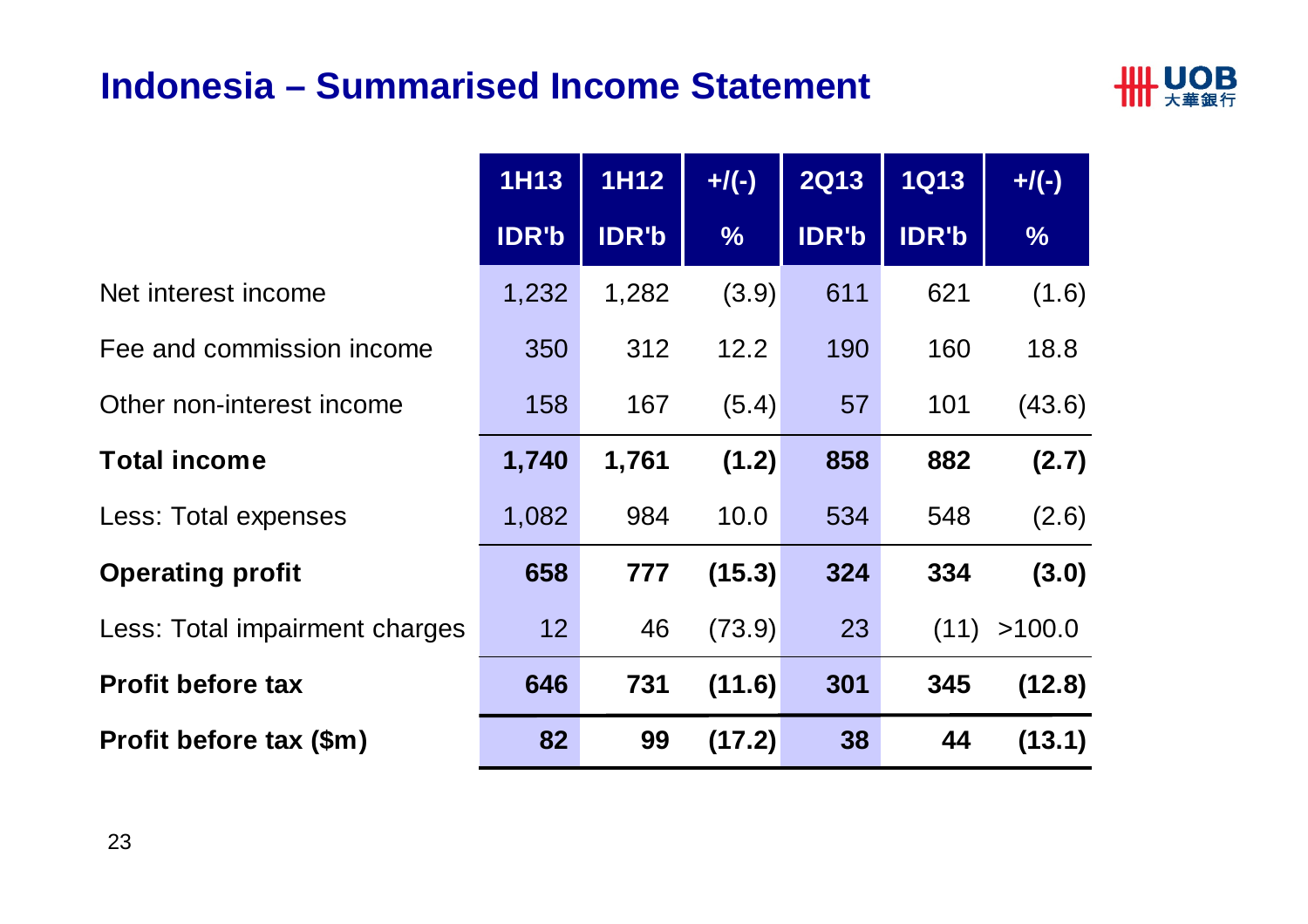# Indonesia – Summarised Income Statement

| | 1H13<br>IDR'b | 1H12<br>IDR'b | +/(-)<br>% | 2Q13<br>IDR'b | 1Q13<br>IDR'b | +/(-)<br>% |
|---|---|---|---|---|---|---|
| Net interest income | 1,232 | 1,282 | (3.9) | 611 | 621 | (1.6) |
| Fee and commission income | 350 | 312 | 12.2 | 190 | 160 | 18.8 |
| Other non-interest income | 158 | 167 | (5.4) | 57 | 101 | (43.6) |
| **Total income** | **1,740** | **1,761** | **(1.2)** | **858** | **882** | **(2.7)** |
| Less: Total expenses | 1,082 | 984 | 10.0 | 534 | 548 | (2.6) |
| **Operating profit** | **658** | **777** | **(15.3)** | **324** | **334** | **(3.0)** |
| Less: Total impairment charges | 12 | 46 | (73.9) | 23 | (11) | >100.0 |
| **Profit before tax** | **646** | **731** | **(11.6)** | **301** | **345** | **(12.8)** |
| **Profit before tax ($m)** | **82** | **99** | **(17.2)** | **38** | **44** | **(13.1)** |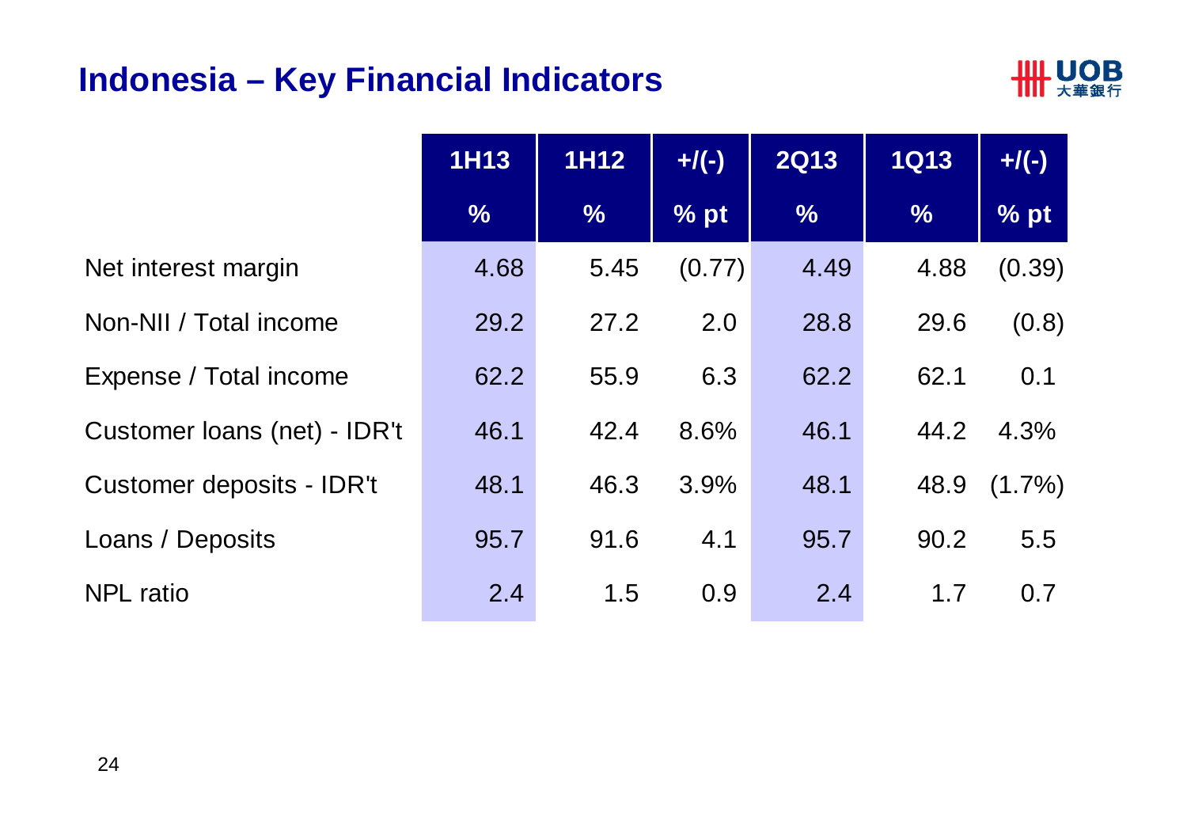# Indonesia – Key Financial Indicators

| | 1H13 | 1H12 | +/(-) | 2Q13 | 1Q13 | +/(-) |
|---|---|---|---|---|---|---|
| | % | % | % pt | % | % | % pt |
| Net interest margin | 4.68 | 5.45 | (0.77) | 4.49 | 4.88 | (0.39) |
| Non-NII / Total income | 29.2 | 27.2 | 2.0 | 28.8 | 29.6 | (0.8) |
| Expense / Total income | 62.2 | 55.9 | 6.3 | 62.2 | 62.1 | 0.1 |
| Customer loans (net) - IDR't | 46.1 | 42.4 | 8.6% | 46.1 | 44.2 | 4.3% |
| Customer deposits - IDR't | 48.1 | 46.3 | 3.9% | 48.1 | 48.9 | (1.7%) |
| Loans / Deposits | 95.7 | 91.6 | 4.1 | 95.7 | 90.2 | 5.5 |
| NPL ratio | 2.4 | 1.5 | 0.9 | 2.4 | 1.7 | 0.7 |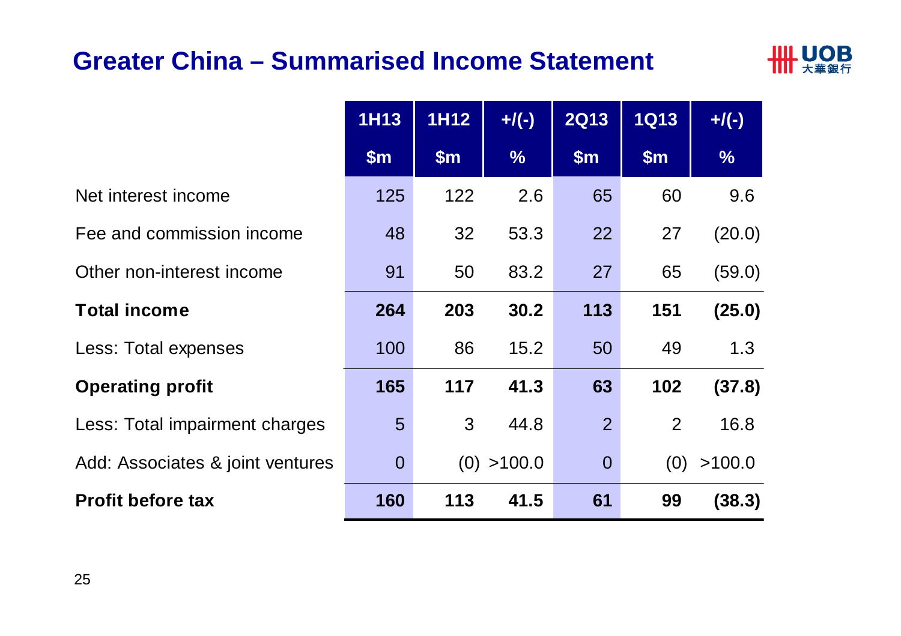# Greater China – Summarised Income Statement

| | 1H13<br>$m | 1H12<br>$m | +/(-)<br>% | 2Q13<br>$m | 1Q13<br>$m | +/(-)<br>% |
|---|---|---|---|---|---|---|
| Net interest income | 125 | 122 | 2.6 | 65 | 60 | 9.6 |
| Fee and commission income | 48 | 32 | 53.3 | 22 | 27 | (20.0) |
| Other non-interest income | 91 | 50 | 83.2 | 27 | 65 | (59.0) |
| **Total income** | **264** | **203** | **30.2** | **113** | **151** | **(25.0)** |
| Less: Total expenses | 100 | 86 | 15.2 | 50 | 49 | 1.3 |
| **Operating profit** | **165** | **117** | **41.3** | **63** | **102** | **(37.8)** |
| Less: Total impairment charges | 5 | 3 | 44.8 | 2 | 2 | 16.8 |
| Add: Associates & joint ventures | 0 | (0) | >100.0 | 0 | (0) | >100.0 |
| **Profit before tax** | **160** | **113** | **41.5** | **61** | **99** | **(38.3)** |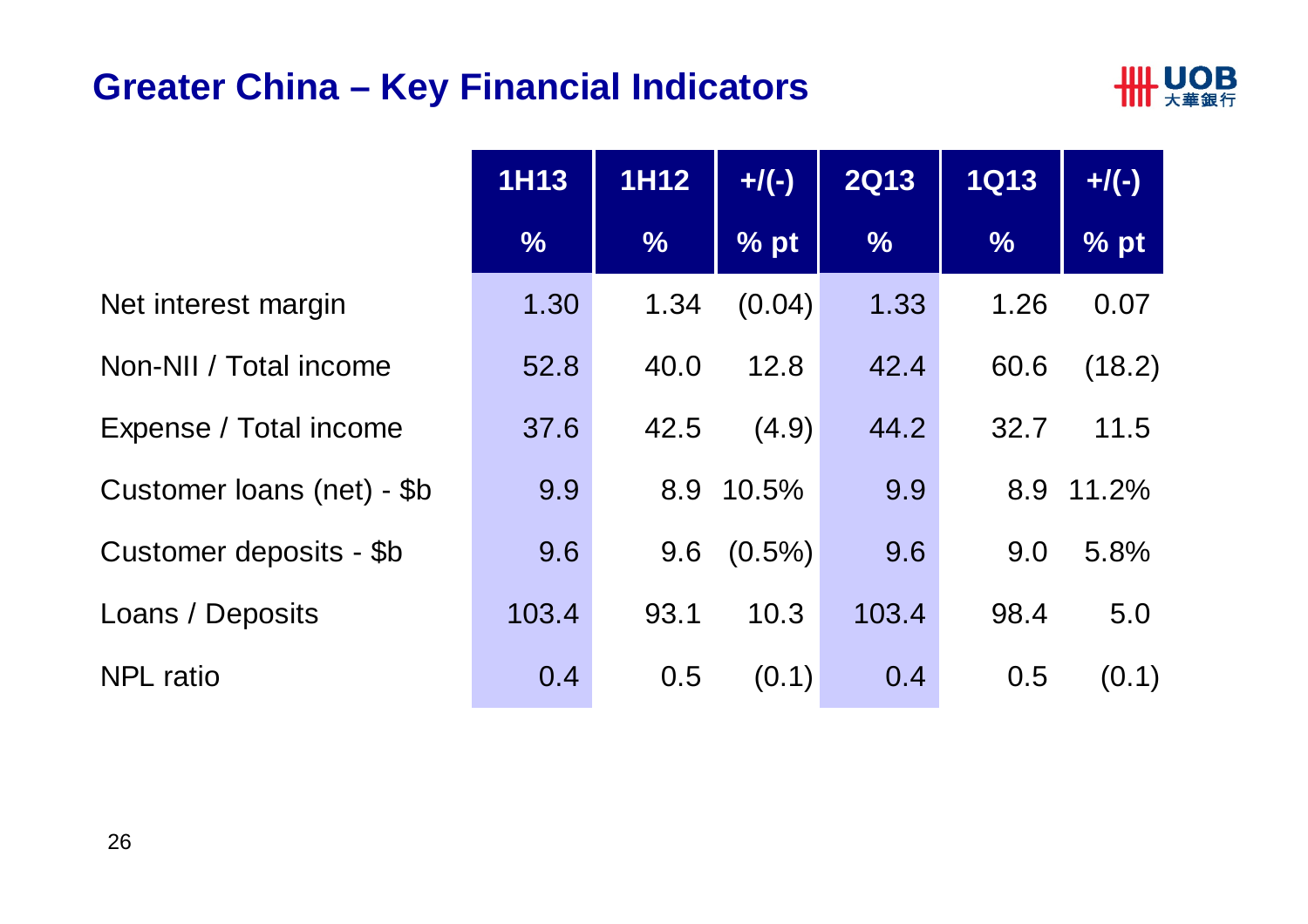# Greater China – Key Financial Indicators

| | 1H13 | 1H12 | +/(-) | 2Q13 | 1Q13 | +/(-) |
|---|---|---|---|---|---|---|
| | % | % | % pt | % | % | % pt |
| Net interest margin | 1.30 | 1.34 | (0.04) | 1.33 | 1.26 | 0.07 |
| Non-NII / Total income | 52.8 | 40.0 | 12.8 | 42.4 | 60.6 | (18.2) |
| Expense / Total income | 37.6 | 42.5 | (4.9) | 44.2 | 32.7 | 11.5 |
| Customer loans (net) - $b | 9.9 | 8.9 | 10.5% | 9.9 | 8.9 | 11.2% |
| Customer deposits - $b | 9.6 | 9.6 | (0.5%) | 9.6 | 9.0 | 5.8% |
| Loans / Deposits | 103.4 | 93.1 | 10.3 | 103.4 | 98.4 | 5.0 |
| NPL ratio | 0.4 | 0.5 | (0.1) | 0.4 | 0.5 | (0.1) |